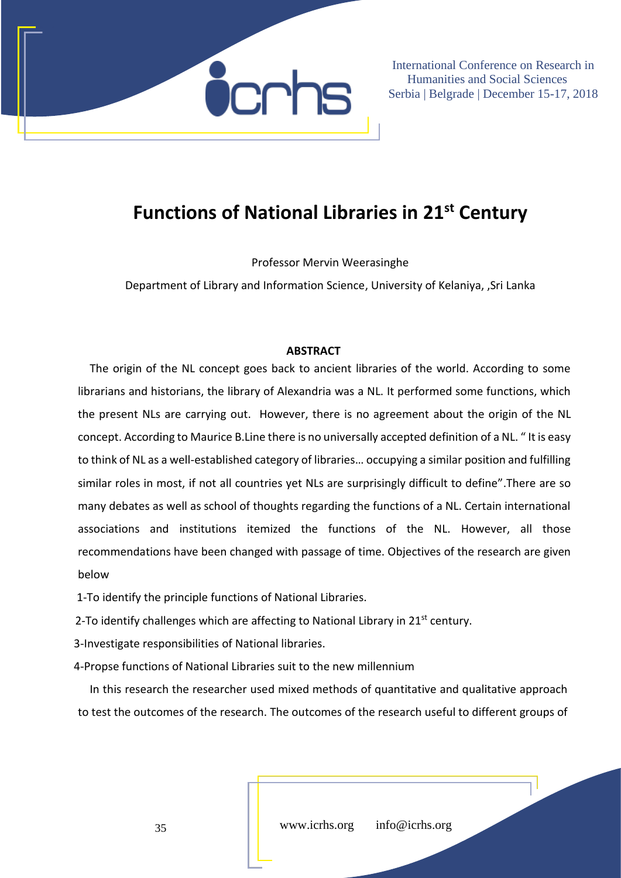# Functions of National Libraries in 21st Century

Professor Mervin Weerasinghe

Department of Library and Information Science, University of Kelaniya, ,Sri Lanka

**ABSTRACT**

The origin of the NL concept goes back to ancient libraries of the world. According to some librarians and historians, the library of Alexandria was a NL. It performed some functions, which the present NLs are carrying out. However, there is no agreement about the origin of the NL concept. According to Maurice B.Line there is no universally accepted definition of a NL. " It is easy to think of NL as a well-established category of libraries… occupying a similar position and fulfilling similar roles in most, if not all countries yet NLs are surprisingly difficult to define".There are so many debates as well as school of thoughts regarding the functions of a NL. Certain international associations and institutions itemized the functions of the NL. However, all those recommendations have been changed with passage of time. Objectives of the research are given below

1-To identify the principle functions of National Libraries.

2-To identify challenges which are affecting to National Library in 21st century.

3-Investigate responsibilities of National libraries.

4-Propse functions of National Libraries suit to the new millennium

In this research the researcher used mixed methods of quantitative and qualitative approach to test the outcomes of the research. The outcomes of the research useful to different groups of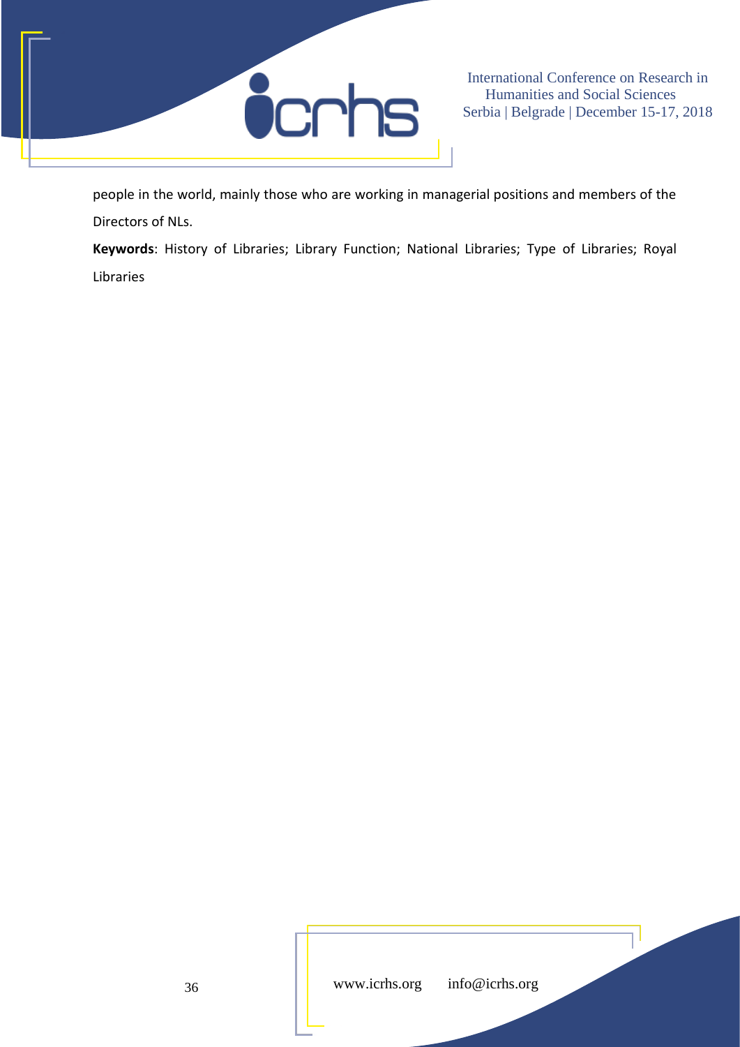people in the world, mainly those who are working in managerial positions and members of the Directors of NLs.

**Keywords**: History of Libraries; Library Function; National Libraries; Type of Libraries; Royal Libraries